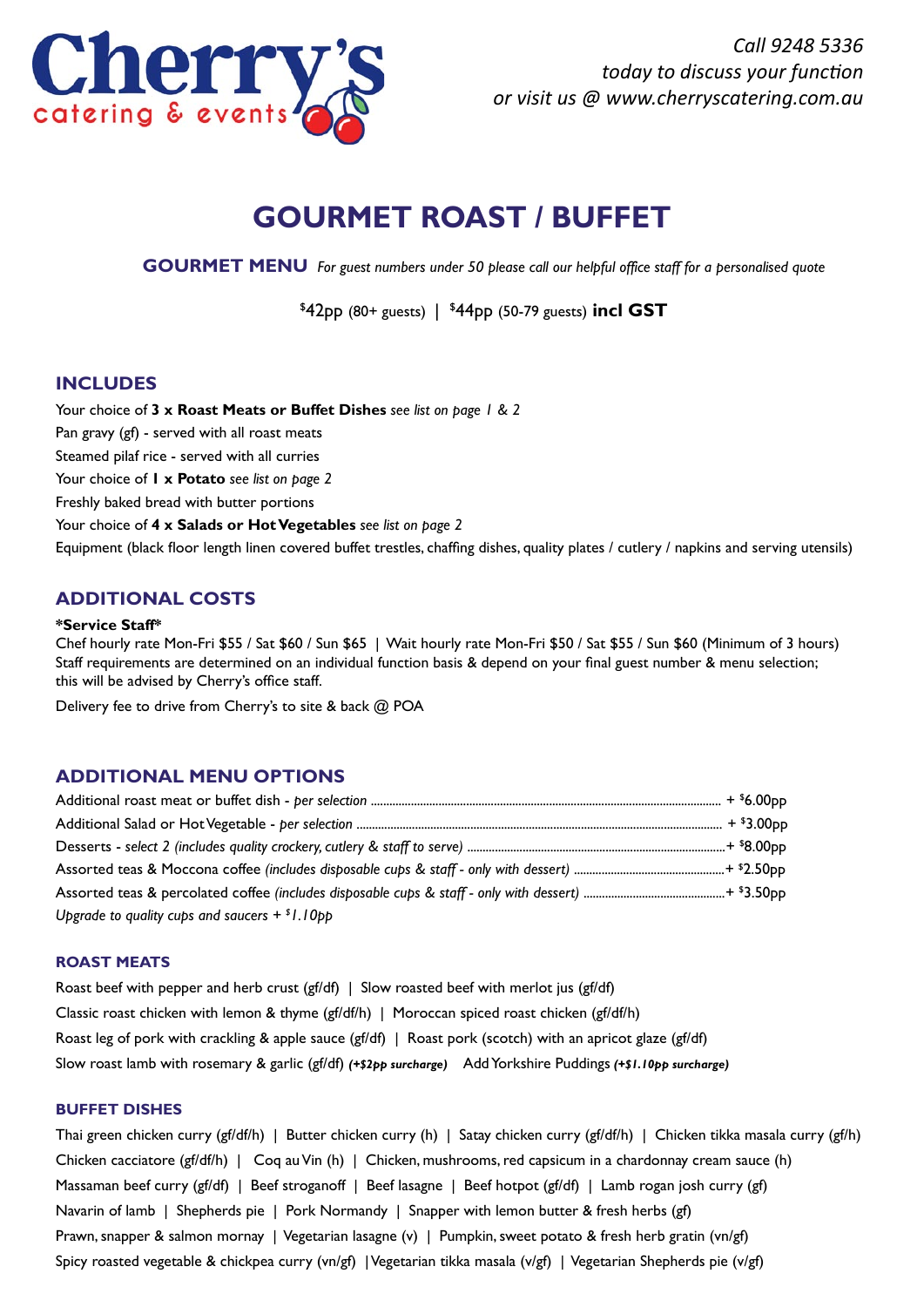**Cherry's** catering & events

*Call 9248 5336 today to discuss your function or visit us @ www.cherryscatering.com.au*

# GOURMET ROAST / BUFFET

**GOURMET MENU** *For guest numbers under 50 please call our helpful office staff for a personalised quote*

$42pp (80+ guests) | $44pp (50-79 guests) **incl GST**

## INCLUDES

Your choice of **3 x Roast Meats or Buffet Dishes** *see list on page 1 & 2*
Pan gravy (gf) - served with all roast meats
Steamed pilaf rice - served with all curries
Your choice of **1 x Potato** *see list on page 2*
Freshly baked bread with butter portions
Your choice of **4 x Salads or Hot Vegetables** *see list on page 2*
Equipment (black floor length linen covered buffet trestles, chaffing dishes, quality plates / cutlery / napkins and serving utensils)

## ADDITIONAL COSTS

**\*Service Staff\***
Chef hourly rate Mon-Fri $55 / Sat $60 / Sun $65 | Wait hourly rate Mon-Fri $50 / Sat $55 / Sun $60 (Minimum of 3 hours)
Staff requirements are determined on an individual function basis & depend on your final guest number & menu selection; this will be advised by Cherry's office staff.

Delivery fee to drive from Cherry's to site & back @ POA

## ADDITIONAL MENU OPTIONS

Additional roast meat or buffet dish - *per selection* ........ + $6.00pp
Additional Salad or Hot Vegetable - *per selection* ........ + $3.00pp
Desserts - *select 2 (includes quality crockery, cutlery & staff to serve)* ........ + $8.00pp
Assorted teas & Moccona coffee *(includes disposable cups & staff - only with dessert)* ........ + $2.50pp
Assorted teas & percolated coffee *(includes disposable cups & staff - only with dessert)* ........ + $3.50pp
*Upgrade to quality cups and saucers + $1.10pp*

### ROAST MEATS

Roast beef with pepper and herb crust (gf/df) | Slow roasted beef with merlot jus (gf/df)
Classic roast chicken with lemon & thyme (gf/df/h) | Moroccan spiced roast chicken (gf/df/h)
Roast leg of pork with crackling & apple sauce (gf/df) | Roast pork (scotch) with an apricot glaze (gf/df)
Slow roast lamb with rosemary & garlic (gf/df) ***(+$2pp surcharge)*** Add Yorkshire Puddings ***(+$1.10pp surcharge)***

### BUFFET DISHES

Thai green chicken curry (gf/df/h) | Butter chicken curry (h) | Satay chicken curry (gf/df/h) | Chicken tikka masala curry (gf/h)
Chicken cacciatore (gf/df/h) | Coq au Vin (h) | Chicken, mushrooms, red capsicum in a chardonnay cream sauce (h)
Massaman beef curry (gf/df) | Beef stroganoff | Beef lasagne | Beef hotpot (gf/df) | Lamb rogan josh curry (gf)
Navarin of lamb | Shepherds pie | Pork Normandy | Snapper with lemon butter & fresh herbs (gf)
Prawn, snapper & salmon mornay | Vegetarian lasagne (v) | Pumpkin, sweet potato & fresh herb gratin (vn/gf)
Spicy roasted vegetable & chickpea curry (vn/gf) | Vegetarian tikka masala (v/gf) | Vegetarian Shepherds pie (v/gf)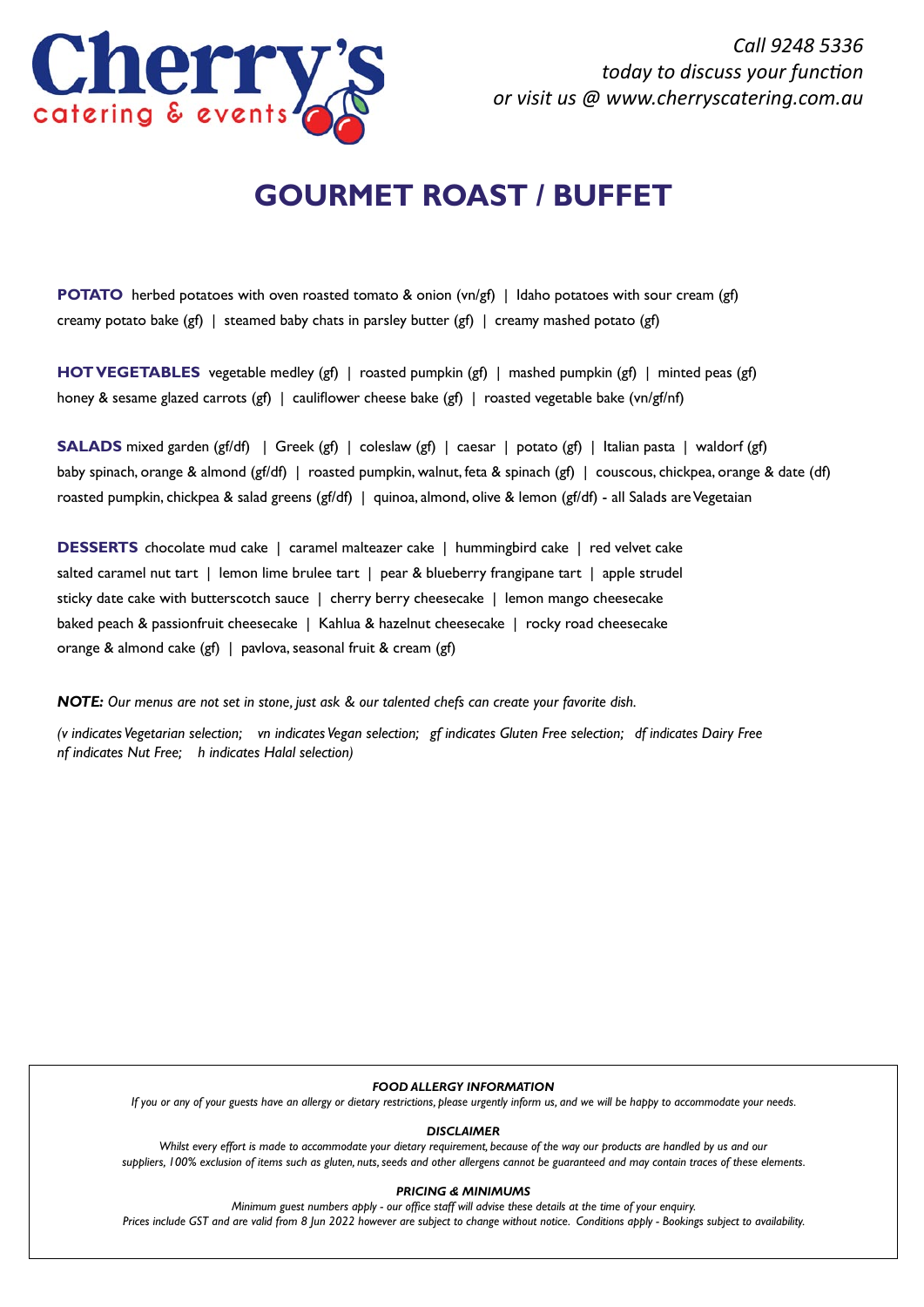Cherry's catering & events

*Call 9248 5336 today to discuss your function or visit us @ www.cherryscatering.com.au*

# GOURMET ROAST / BUFFET

**POTATO** herbed potatoes with oven roasted tomato & onion (vn/gf) | Idaho potatoes with sour cream (gf) creamy potato bake (gf) | steamed baby chats in parsley butter (gf) | creamy mashed potato (gf)

**HOT VEGETABLES** vegetable medley (gf) | roasted pumpkin (gf) | mashed pumpkin (gf) | minted peas (gf) honey & sesame glazed carrots (gf) | cauliflower cheese bake (gf) | roasted vegetable bake (vn/gf/nf)

**SALADS** mixed garden (gf/df) | Greek (gf) | coleslaw (gf) | caesar | potato (gf) | Italian pasta | waldorf (gf) baby spinach, orange & almond (gf/df) | roasted pumpkin, walnut, feta & spinach (gf) | couscous, chickpea, orange & date (df) roasted pumpkin, chickpea & salad greens (gf/df) | quinoa, almond, olive & lemon (gf/df) - all Salads are Vegetaian

**DESSERTS** chocolate mud cake | caramel malteazer cake | hummingbird cake | red velvet cake salted caramel nut tart | lemon lime brulee tart | pear & blueberry frangipane tart | apple strudel sticky date cake with butterscotch sauce | cherry berry cheesecake | lemon mango cheesecake baked peach & passionfruit cheesecake | Kahlua & hazelnut cheesecake | rocky road cheesecake orange & almond cake (gf) | pavlova, seasonal fruit & cream (gf)

***NOTE:*** *Our menus are not set in stone, just ask & our talented chefs can create your favorite dish.*

*(v indicates Vegetarian selection; vn indicates Vegan selection; gf indicates Gluten Free selection; df indicates Dairy Free nf indicates Nut Free; h indicates Halal selection)*

***FOOD ALLERGY INFORMATION***

*If you or any of your guests have an allergy or dietary restrictions, please urgently inform us, and we will be happy to accommodate your needs.*

***DISCLAIMER***

*Whilst every effort is made to accommodate your dietary requirement, because of the way our products are handled by us and our suppliers, 100% exclusion of items such as gluten, nuts, seeds and other allergens cannot be guaranteed and may contain traces of these elements.*

***PRICING & MINIMUMS***

*Minimum guest numbers apply - our office staff will advise these details at the time of your enquiry.*
*Prices include GST and are valid from 8 Jun 2022 however are subject to change without notice. Conditions apply - Bookings subject to availability.*